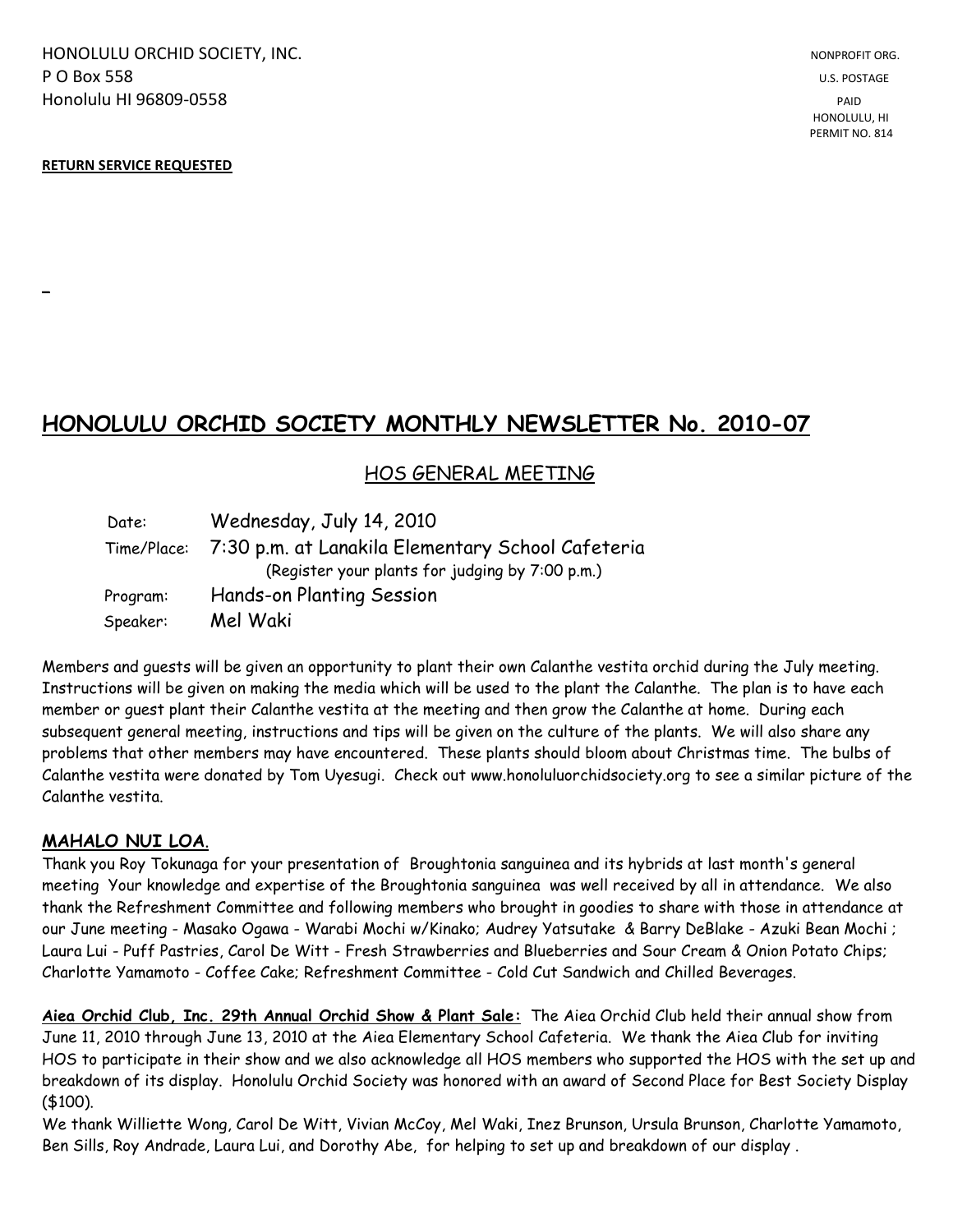HONOLULU ORCHID SOCIETY, INC.
P O Box 558
Honolulu HI 96809-0558

NONPROFIT ORG.
U.S. POSTAGE
PAID
HONOLULU, HI
PERMIT NO. 814

**RETURN SERVICE REQUESTED**

# HONOLULU ORCHID SOCIETY MONTHLY NEWSLETTER No. 2010-07

## HOS GENERAL MEETING

| | |
|---|---|
| Date: | Wednesday, July 14, 2010 |
| Time/Place: | 7:30 p.m. at Lanakila Elementary School Cafeteria (Register your plants for judging by 7:00 p.m.) |
| Program: | Hands-on Planting Session |
| Speaker: | Mel Waki |

Members and guests will be given an opportunity to plant their own Calanthe vestita orchid during the July meeting. Instructions will be given on making the media which will be used to the plant the Calanthe. The plan is to have each member or guest plant their Calanthe vestita at the meeting and then grow the Calanthe at home. During each subsequent general meeting, instructions and tips will be given on the culture of the plants. We will also share any problems that other members may have encountered. These plants should bloom about Christmas time. The bulbs of Calanthe vestita were donated by Tom Uyesugi. Check out www.honoluluorchidsociety.org to see a similar picture of the Calanthe vestita.

### MAHALO NUI LOA.

Thank you Roy Tokunaga for your presentation of Broughtonia sanguinea and its hybrids at last month's general meeting Your knowledge and expertise of the Broughtonia sanguinea was well received by all in attendance. We also thank the Refreshment Committee and following members who brought in goodies to share with those in attendance at our June meeting - Masako Ogawa - Warabi Mochi w/Kinako; Audrey Yatsutake & Barry DeBlake - Azuki Bean Mochi ; Laura Lui - Puff Pastries, Carol De Witt - Fresh Strawberries and Blueberries and Sour Cream & Onion Potato Chips; Charlotte Yamamoto - Coffee Cake; Refreshment Committee - Cold Cut Sandwich and Chilled Beverages.

**Aiea Orchid Club, Inc. 29th Annual Orchid Show & Plant Sale:** The Aiea Orchid Club held their annual show from June 11, 2010 through June 13, 2010 at the Aiea Elementary School Cafeteria. We thank the Aiea Club for inviting HOS to participate in their show and we also acknowledge all HOS members who supported the HOS with the set up and breakdown of its display. Honolulu Orchid Society was honored with an award of Second Place for Best Society Display ($100).

We thank Williette Wong, Carol De Witt, Vivian McCoy, Mel Waki, Inez Brunson, Ursula Brunson, Charlotte Yamamoto, Ben Sills, Roy Andrade, Laura Lui, and Dorothy Abe, for helping to set up and breakdown of our display .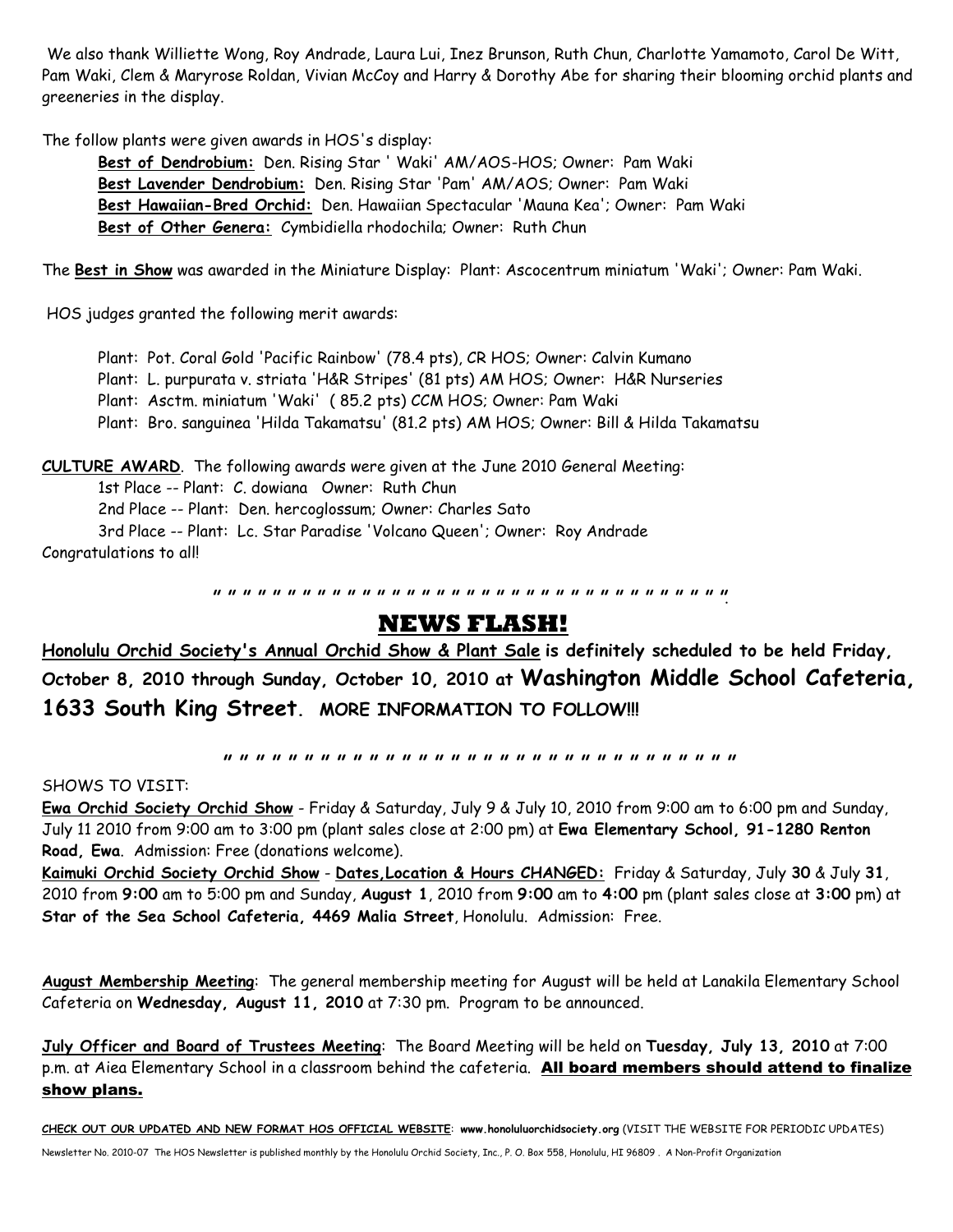We also thank Williette Wong, Roy Andrade, Laura Lui, Inez Brunson, Ruth Chun, Charlotte Yamamoto, Carol De Witt, Pam Waki, Clem & Maryrose Roldan, Vivian McCoy and Harry & Dorothy Abe for sharing their blooming orchid plants and greeneries in the display.

The follow plants were given awards in HOS's display:

**Best of Dendrobium:** Den. Rising Star ' Waki' AM/AOS-HOS; Owner: Pam Waki
**Best Lavender Dendrobium:** Den. Rising Star 'Pam' AM/AOS; Owner: Pam Waki
**Best Hawaiian-Bred Orchid:** Den. Hawaiian Spectacular 'Mauna Kea'; Owner: Pam Waki
**Best of Other Genera:** Cymbidiella rhodochila; Owner: Ruth Chun

The **Best in Show** was awarded in the Miniature Display: Plant: Ascocentrum miniatum 'Waki'; Owner: Pam Waki.

HOS judges granted the following merit awards:

Plant: Pot. Coral Gold 'Pacific Rainbow' (78.4 pts), CR HOS; Owner: Calvin Kumano
Plant: L. purpurata v. striata 'H&R Stripes' (81 pts) AM HOS; Owner: H&R Nurseries
Plant: Asctm. miniatum 'Waki' ( 85.2 pts) CCM HOS; Owner: Pam Waki
Plant: Bro. sanguinea 'Hilda Takamatsu' (81.2 pts) AM HOS; Owner: Bill & Hilda Takamatsu

**CULTURE AWARD**. The following awards were given at the June 2010 General Meeting:

1st Place -- Plant: C. dowiana Owner: Ruth Chun
2nd Place -- Plant: Den. hercoglossum; Owner: Charles Sato
3rd Place -- Plant: Lc. Star Paradise 'Volcano Queen'; Owner: Roy Andrade

Congratulations to all!

" " " " " " " " " " " " " " " " " " " " " " " " " " " " " " " " " " " " " " " " "

## NEWS FLASH!

**Honolulu Orchid Society's Annual Orchid Show & Plant Sale is definitely scheduled to be held Friday, October 8, 2010 through Sunday, October 10, 2010 at Washington Middle School Cafeteria, 1633 South King Street. MORE INFORMATION TO FOLLOW!!!**

" " " " " " " " " " " " " " " " " " " " " " " " " " " " " " " " " " " " " " " "

SHOWS TO VISIT:

**Ewa Orchid Society Orchid Show** - Friday & Saturday, July 9 & July 10, 2010 from 9:00 am to 6:00 pm and Sunday, July 11 2010 from 9:00 am to 3:00 pm (plant sales close at 2:00 pm) at **Ewa Elementary School, 91-1280 Renton Road, Ewa**. Admission: Free (donations welcome).

**Kaimuki Orchid Society Orchid Show** - **Dates,Location & Hours CHANGED:** Friday & Saturday, July **30** & July **31**, 2010 from **9:00** am to 5:00 pm and Sunday, **August 1**, 2010 from **9:00** am to **4:00** pm (plant sales close at **3:00** pm) at **Star of the Sea School Cafeteria, 4469 Malia Street**, Honolulu. Admission: Free.

**August Membership Meeting**: The general membership meeting for August will be held at Lanakila Elementary School Cafeteria on **Wednesday, August 11, 2010** at 7:30 pm. Program to be announced.

**July Officer and Board of Trustees Meeting**: The Board Meeting will be held on **Tuesday, July 13, 2010** at 7:00 p.m. at Aiea Elementary School in a classroom behind the cafeteria. **All board members should attend to finalize show plans.**

**CHECK OUT OUR UPDATED AND NEW FORMAT HOS OFFICIAL WEBSITE**: **www.honoluluorchidsociety.org** (VISIT THE WEBSITE FOR PERIODIC UPDATES)

Newsletter No. 2010-07 The HOS Newsletter is published monthly by the Honolulu Orchid Society, Inc., P. O. Box 558, Honolulu, HI 96809 . A Non-Profit Organization